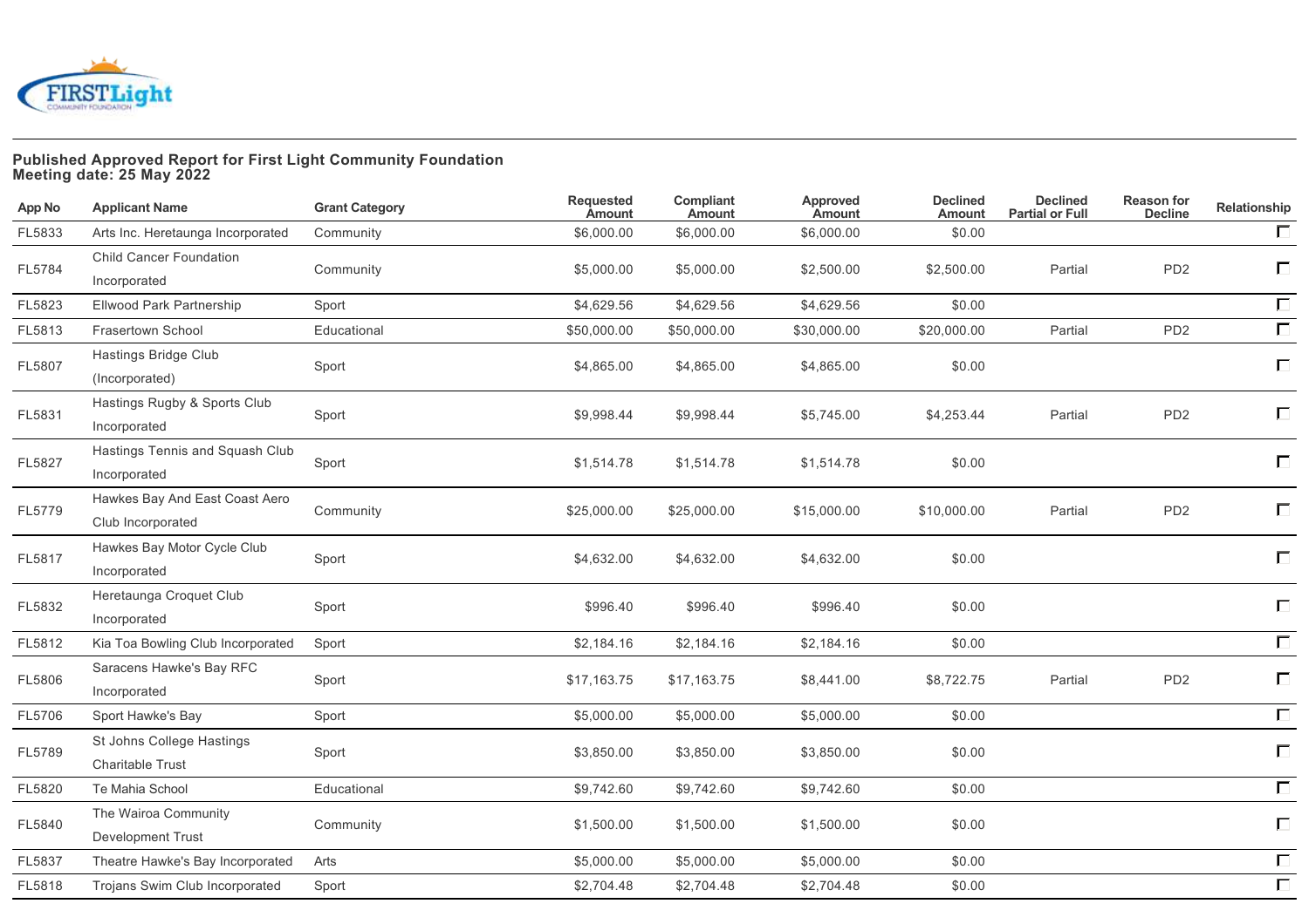**Published Approved Report for First Light Community Foundation**
**Meeting date: 25 May 2022**

| App No | Applicant Name | Grant Category | Requested Amount | Compliant Amount | Approved Amount | Declined Amount | Declined Partial or Full | Reason for Decline | Relationship |
|---|---|---|---|---|---|---|---|---|---|
| FL5833 | Arts Inc. Heretaunga Incorporated | Community | $6,000.00 | $6,000.00 | $6,000.00 | $0.00 | | | ☐ |
| FL5784 | Child Cancer Foundation Incorporated | Community | $5,000.00 | $5,000.00 | $2,500.00 | $2,500.00 | Partial | PD2 | ☐ |
| FL5823 | Ellwood Park Partnership | Sport | $4,629.56 | $4,629.56 | $4,629.56 | $0.00 | | | ☐ |
| FL5813 | Frasertown School | Educational | $50,000.00 | $50,000.00 | $30,000.00 | $20,000.00 | Partial | PD2 | ☐ |
| FL5807 | Hastings Bridge Club (Incorporated) | Sport | $4,865.00 | $4,865.00 | $4,865.00 | $0.00 | | | ☐ |
| FL5831 | Hastings Rugby & Sports Club Incorporated | Sport | $9,998.44 | $9,998.44 | $5,745.00 | $4,253.44 | Partial | PD2 | ☐ |
| FL5827 | Hastings Tennis and Squash Club Incorporated | Sport | $1,514.78 | $1,514.78 | $1,514.78 | $0.00 | | | ☐ |
| FL5779 | Hawkes Bay And East Coast Aero Club Incorporated | Community | $25,000.00 | $25,000.00 | $15,000.00 | $10,000.00 | Partial | PD2 | ☐ |
| FL5817 | Hawkes Bay Motor Cycle Club Incorporated | Sport | $4,632.00 | $4,632.00 | $4,632.00 | $0.00 | | | ☐ |
| FL5832 | Heretaunga Croquet Club Incorporated | Sport | $996.40 | $996.40 | $996.40 | $0.00 | | | ☐ |
| FL5812 | Kia Toa Bowling Club Incorporated | Sport | $2,184.16 | $2,184.16 | $2,184.16 | $0.00 | | | ☐ |
| FL5806 | Saracens Hawke's Bay RFC Incorporated | Sport | $17,163.75 | $17,163.75 | $8,441.00 | $8,722.75 | Partial | PD2 | ☐ |
| FL5706 | Sport Hawke's Bay | Sport | $5,000.00 | $5,000.00 | $5,000.00 | $0.00 | | | ☐ |
| FL5789 | St Johns College Hastings Charitable Trust | Sport | $3,850.00 | $3,850.00 | $3,850.00 | $0.00 | | | ☐ |
| FL5820 | Te Mahia School | Educational | $9,742.60 | $9,742.60 | $9,742.60 | $0.00 | | | ☐ |
| FL5840 | The Wairoa Community Development Trust | Community | $1,500.00 | $1,500.00 | $1,500.00 | $0.00 | | | ☐ |
| FL5837 | Theatre Hawke's Bay Incorporated | Arts | $5,000.00 | $5,000.00 | $5,000.00 | $0.00 | | | ☐ |
| FL5818 | Trojans Swim Club Incorporated | Sport | $2,704.48 | $2,704.48 | $2,704.48 | $0.00 | | | ☐ |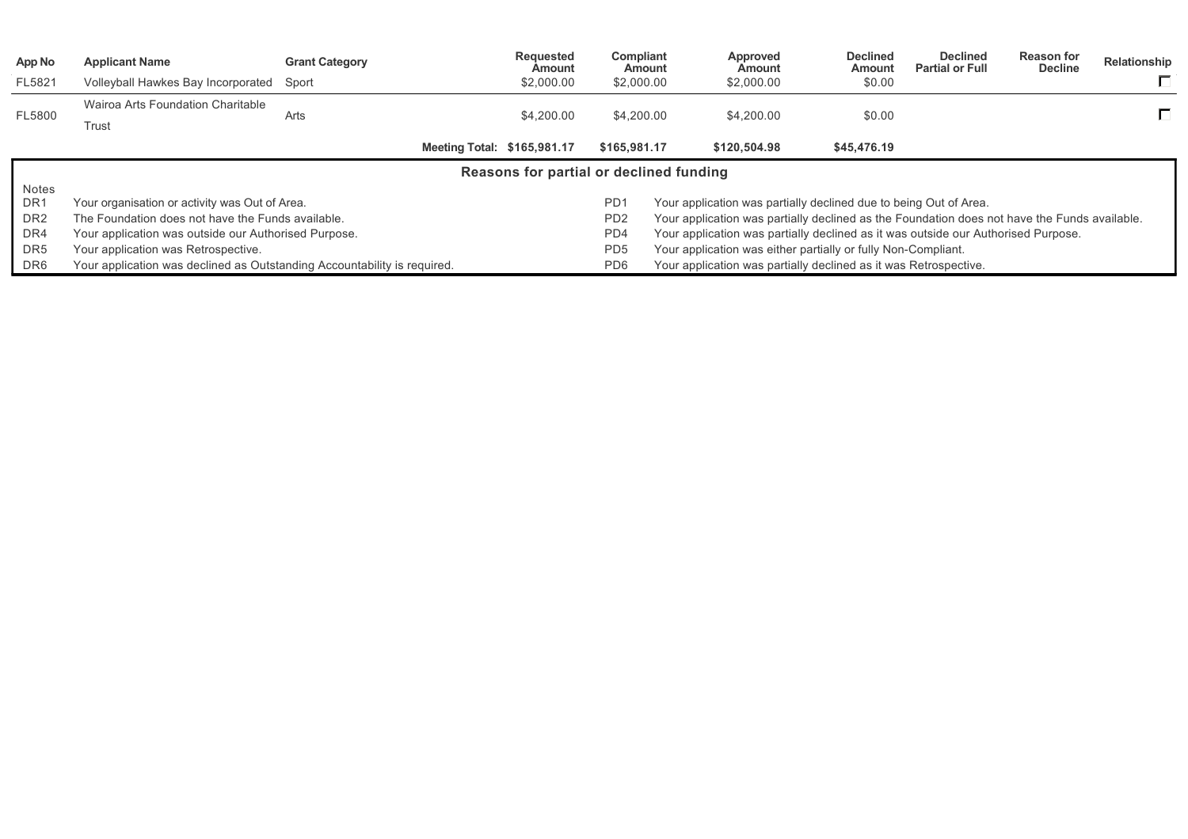| App No | Applicant Name | Grant Category | Requested Amount | Compliant Amount | Approved Amount | Declined Amount | Declined Partial or Full | Reason for Decline | Relationship |
|---|---|---|---|---|---|---|---|---|---|
| FL5821 | Volleyball Hawkes Bay Incorporated | Sport | $2,000.00 | $2,000.00 | $2,000.00 | $0.00 | | | ☐ |
| FL5800 | Wairoa Arts Foundation Charitable Trust | Arts | $4,200.00 | $4,200.00 | $4,200.00 | $0.00 | | | ☐ |
| | | Meeting Total: | $165,981.17 | $165,981.17 | $120,504.98 | $45,476.19 | | | |

## Reasons for partial or declined funding

Notes

| Code | Reason | Code | Reason |
|---|---|---|---|
| DR1 | Your organisation or activity was Out of Area. | PD1 | Your application was partially declined due to being Out of Area. |
| DR2 | The Foundation does not have the Funds available. | PD2 | Your application was partially declined as the Foundation does not have the Funds available. |
| DR4 | Your application was outside our Authorised Purpose. | PD4 | Your application was partially declined as it was outside our Authorised Purpose. |
| DR5 | Your application was Retrospective. | PD5 | Your application was either partially or fully Non-Compliant. |
| DR6 | Your application was declined as Outstanding Accountability is required. | PD6 | Your application was partially declined as it was Retrospective. |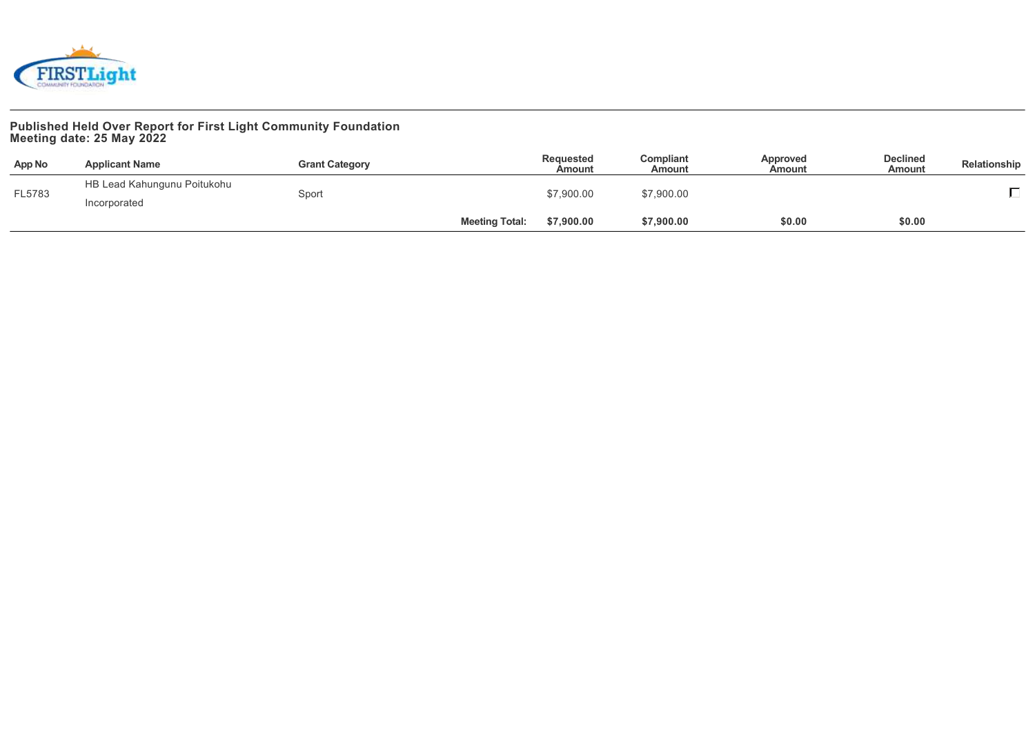**Published Held Over Report for First Light Community Foundation**
**Meeting date: 25 May 2022**

| App No | Applicant Name | Grant Category | | Requested Amount | Compliant Amount | Approved Amount | Declined Amount | Relationship |
|---|---|---|---|---|---|---|---|---|
| FL5783 | HB Lead Kahungunu Poitukohu Incorporated | Sport | | $7,900.00 | $7,900.00 | | | ☐ |
| | | | **Meeting Total:** | **$7,900.00** | **$7,900.00** | **$0.00** | **$0.00** | |